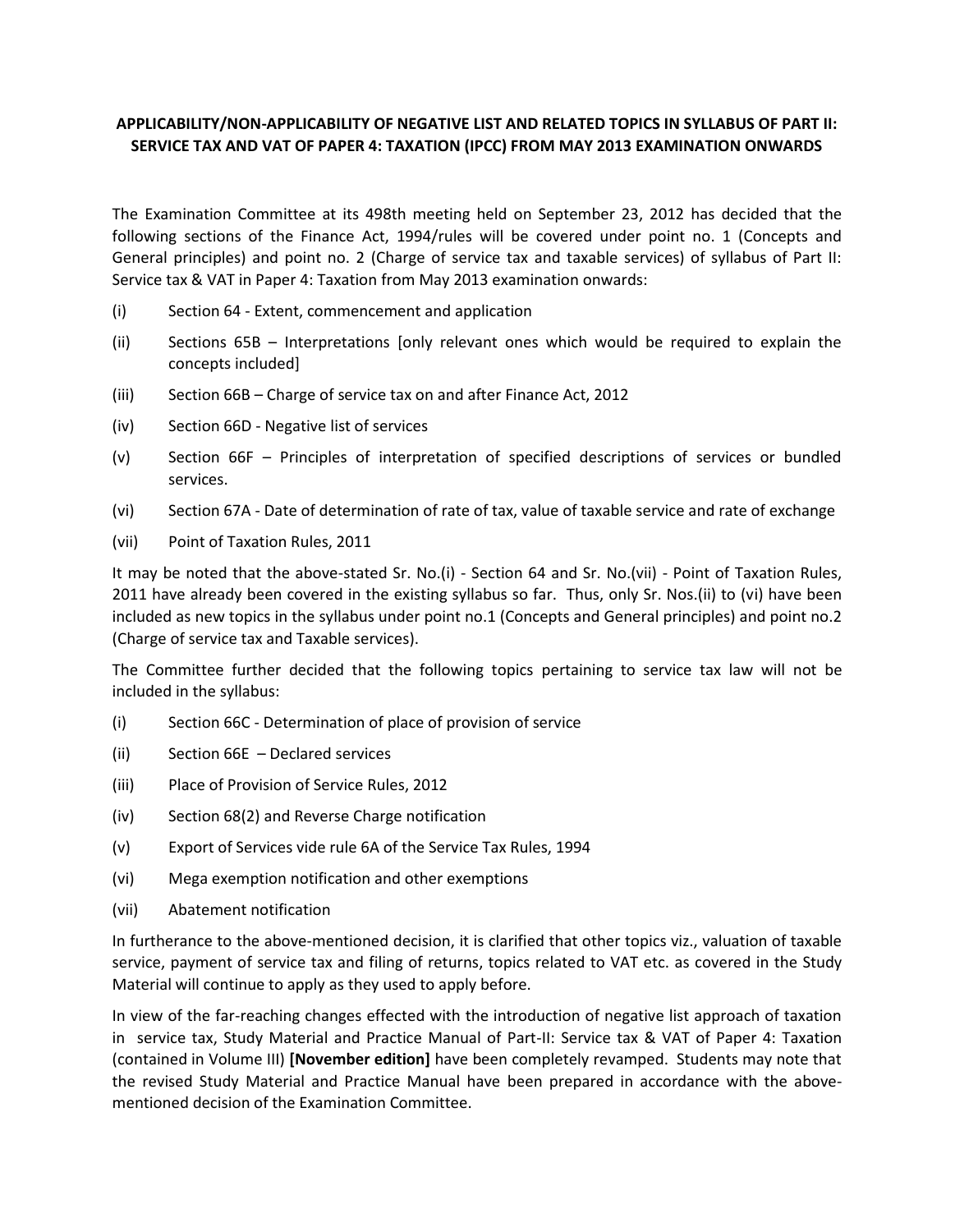**APPLICABILITY/NON-APPLICABILITY OF NEGATIVE LIST AND RELATED TOPICS IN SYLLABUS OF PART II: SERVICE TAX AND VAT OF PAPER 4: TAXATION (IPCC) FROM MAY 2013 EXAMINATION ONWARDS**

The Examination Committee at its 498th meeting held on September 23, 2012 has decided that the following sections of the Finance Act, 1994/rules will be covered under point no. 1 (Concepts and General principles) and point no. 2 (Charge of service tax and taxable services) of syllabus of Part II: Service tax & VAT in Paper 4: Taxation from May 2013 examination onwards:

(i) Section 64 - Extent, commencement and application

(ii) Sections 65B – Interpretations [only relevant ones which would be required to explain the concepts included]

(iii) Section 66B – Charge of service tax on and after Finance Act, 2012

(iv) Section 66D - Negative list of services

(v) Section 66F – Principles of interpretation of specified descriptions of services or bundled services.

(vi) Section 67A - Date of determination of rate of tax, value of taxable service and rate of exchange

(vii) Point of Taxation Rules, 2011

It may be noted that the above-stated Sr. No.(i) - Section 64 and Sr. No.(vii) - Point of Taxation Rules, 2011 have already been covered in the existing syllabus so far. Thus, only Sr. Nos.(ii) to (vi) have been included as new topics in the syllabus under point no.1 (Concepts and General principles) and point no.2 (Charge of service tax and Taxable services).

The Committee further decided that the following topics pertaining to service tax law will not be included in the syllabus:

(i) Section 66C - Determination of place of provision of service

(ii) Section 66E – Declared services

(iii) Place of Provision of Service Rules, 2012

(iv) Section 68(2) and Reverse Charge notification

(v) Export of Services vide rule 6A of the Service Tax Rules, 1994

(vi) Mega exemption notification and other exemptions

(vii) Abatement notification

In furtherance to the above-mentioned decision, it is clarified that other topics viz., valuation of taxable service, payment of service tax and filing of returns, topics related to VAT etc. as covered in the Study Material will continue to apply as they used to apply before.

In view of the far-reaching changes effected with the introduction of negative list approach of taxation in service tax, Study Material and Practice Manual of Part-II: Service tax & VAT of Paper 4: Taxation (contained in Volume III) **[November edition]** have been completely revamped. Students may note that the revised Study Material and Practice Manual have been prepared in accordance with the above-mentioned decision of the Examination Committee.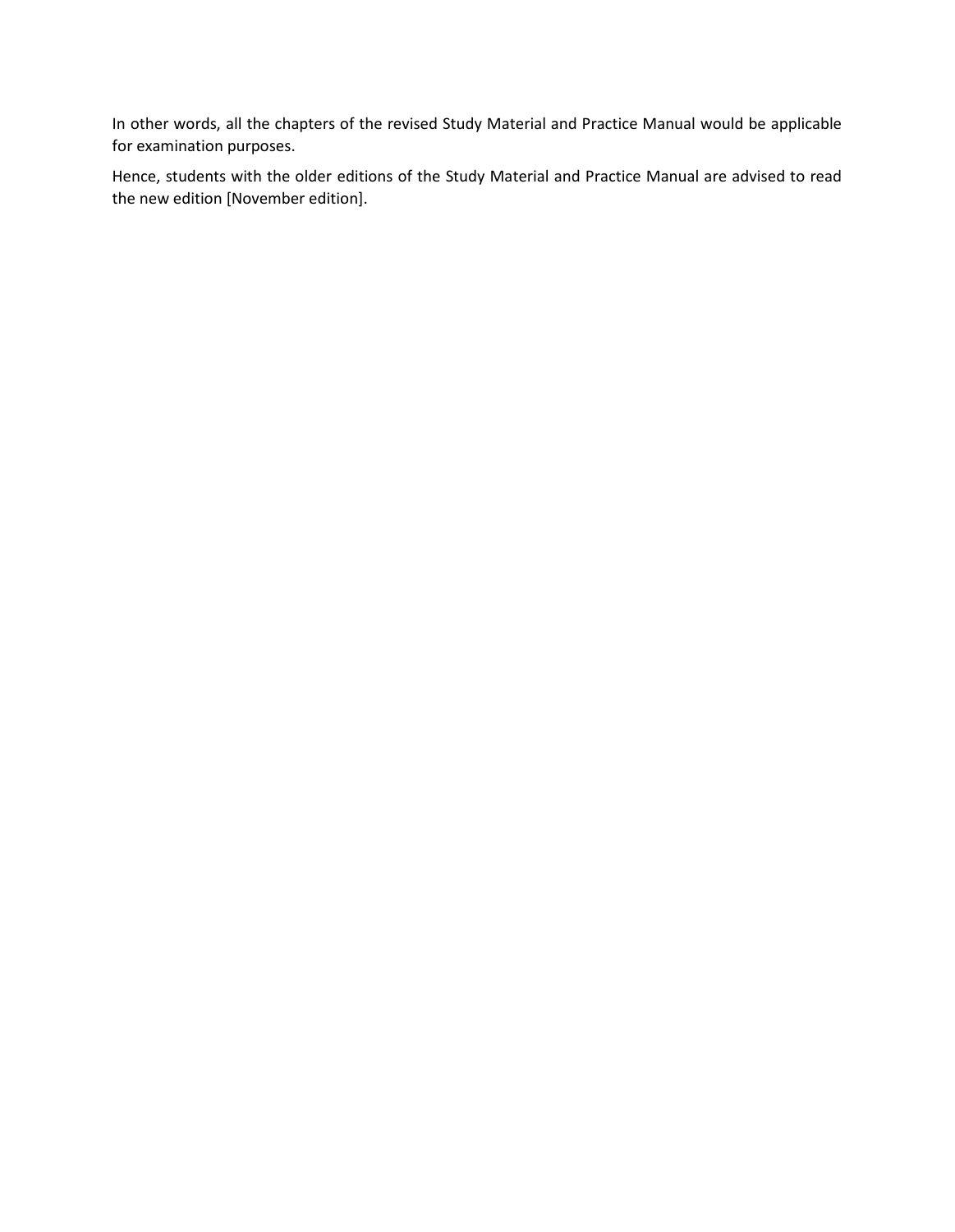In other words, all the chapters of the revised Study Material and Practice Manual would be applicable for examination purposes.

Hence, students with the older editions of the Study Material and Practice Manual are advised to read the new edition [November edition].